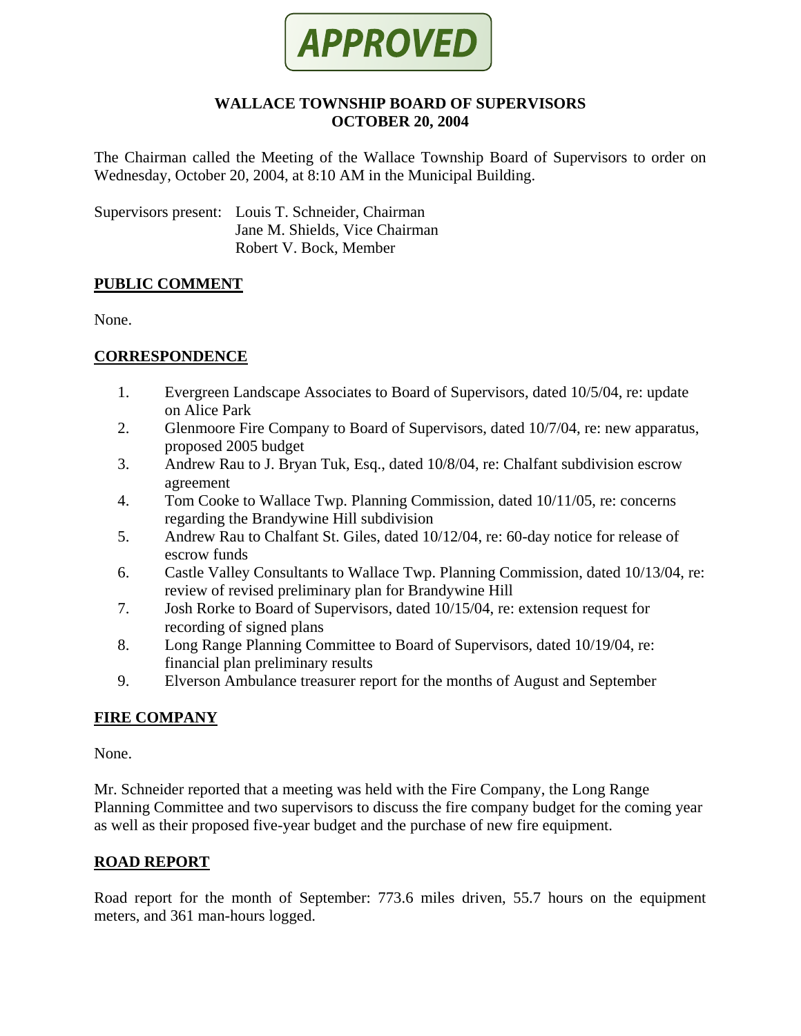APPROVED

# WALLACE TOWNSHIP BOARD OF SUPERVISORS
# OCTOBER 20, 2004

The Chairman called the Meeting of the Wallace Township Board of Supervisors to order on Wednesday, October 20, 2004, at 8:10 AM in the Municipal Building.

Supervisors present: Louis T. Schneider, Chairman
Jane M. Shields, Vice Chairman
Robert V. Bock, Member

## PUBLIC COMMENT

None.

## CORRESPONDENCE

1. Evergreen Landscape Associates to Board of Supervisors, dated 10/5/04, re: update on Alice Park
2. Glenmoore Fire Company to Board of Supervisors, dated 10/7/04, re: new apparatus, proposed 2005 budget
3. Andrew Rau to J. Bryan Tuk, Esq., dated 10/8/04, re: Chalfant subdivision escrow agreement
4. Tom Cooke to Wallace Twp. Planning Commission, dated 10/11/05, re: concerns regarding the Brandywine Hill subdivision
5. Andrew Rau to Chalfant St. Giles, dated 10/12/04, re: 60-day notice for release of escrow funds
6. Castle Valley Consultants to Wallace Twp. Planning Commission, dated 10/13/04, re: review of revised preliminary plan for Brandywine Hill
7. Josh Rorke to Board of Supervisors, dated 10/15/04, re: extension request for recording of signed plans
8. Long Range Planning Committee to Board of Supervisors, dated 10/19/04, re: financial plan preliminary results
9. Elverson Ambulance treasurer report for the months of August and September

## FIRE COMPANY

None.

Mr. Schneider reported that a meeting was held with the Fire Company, the Long Range Planning Committee and two supervisors to discuss the fire company budget for the coming year as well as their proposed five-year budget and the purchase of new fire equipment.

## ROAD REPORT

Road report for the month of September: 773.6 miles driven, 55.7 hours on the equipment meters, and 361 man-hours logged.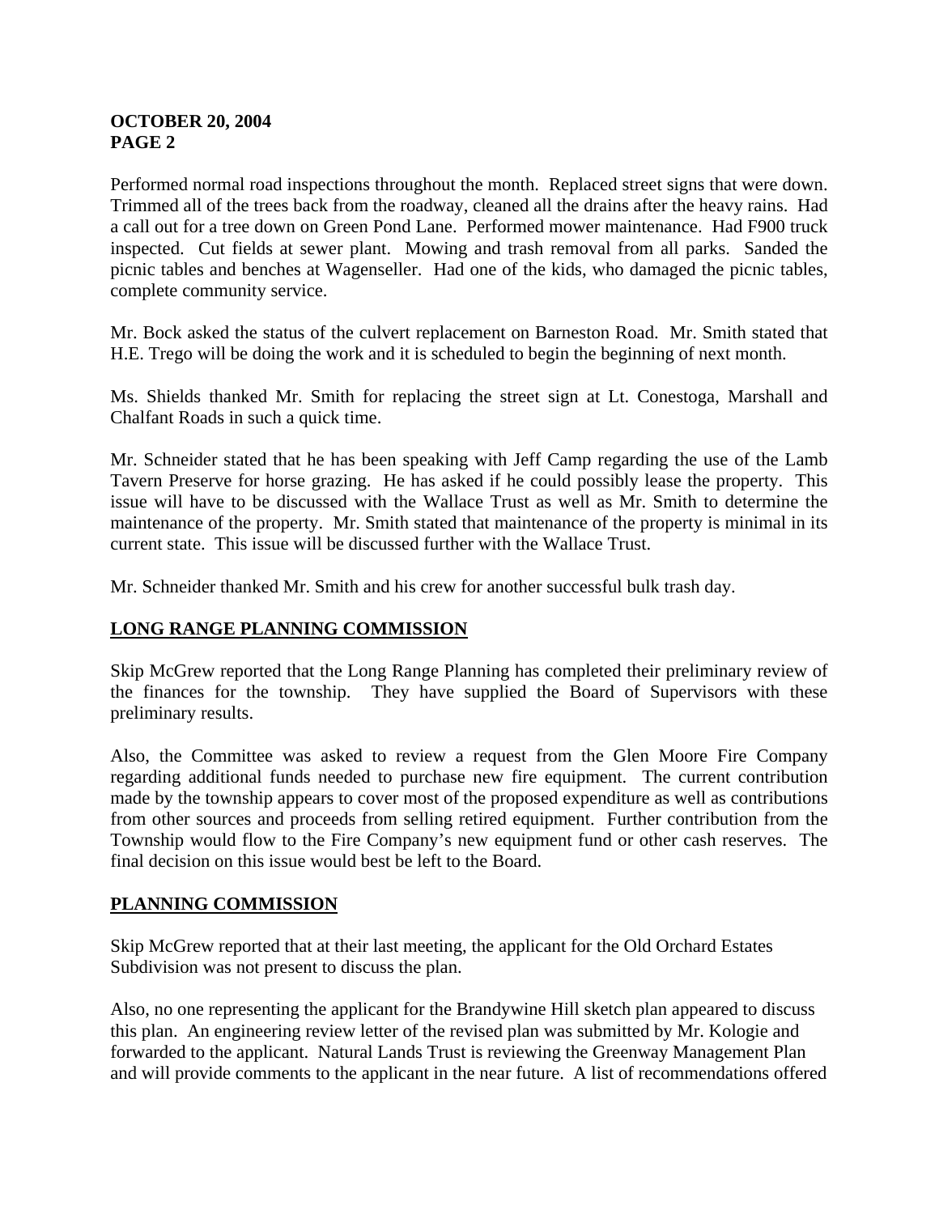Performed normal road inspections throughout the month. Replaced street signs that were down. Trimmed all of the trees back from the roadway, cleaned all the drains after the heavy rains. Had a call out for a tree down on Green Pond Lane. Performed mower maintenance. Had F900 truck inspected. Cut fields at sewer plant. Mowing and trash removal from all parks. Sanded the picnic tables and benches at Wagenseller. Had one of the kids, who damaged the picnic tables, complete community service.

Mr. Bock asked the status of the culvert replacement on Barneston Road. Mr. Smith stated that H.E. Trego will be doing the work and it is scheduled to begin the beginning of next month.

Ms. Shields thanked Mr. Smith for replacing the street sign at Lt. Conestoga, Marshall and Chalfant Roads in such a quick time.

Mr. Schneider stated that he has been speaking with Jeff Camp regarding the use of the Lamb Tavern Preserve for horse grazing. He has asked if he could possibly lease the property. This issue will have to be discussed with the Wallace Trust as well as Mr. Smith to determine the maintenance of the property. Mr. Smith stated that maintenance of the property is minimal in its current state. This issue will be discussed further with the Wallace Trust.

Mr. Schneider thanked Mr. Smith and his crew for another successful bulk trash day.

## LONG RANGE PLANNING COMMISSION

Skip McGrew reported that the Long Range Planning has completed their preliminary review of the finances for the township. They have supplied the Board of Supervisors with these preliminary results.

Also, the Committee was asked to review a request from the Glen Moore Fire Company regarding additional funds needed to purchase new fire equipment. The current contribution made by the township appears to cover most of the proposed expenditure as well as contributions from other sources and proceeds from selling retired equipment. Further contribution from the Township would flow to the Fire Company's new equipment fund or other cash reserves. The final decision on this issue would best be left to the Board.

## PLANNING COMMISSION

Skip McGrew reported that at their last meeting, the applicant for the Old Orchard Estates Subdivision was not present to discuss the plan.

Also, no one representing the applicant for the Brandywine Hill sketch plan appeared to discuss this plan. An engineering review letter of the revised plan was submitted by Mr. Kologie and forwarded to the applicant. Natural Lands Trust is reviewing the Greenway Management Plan and will provide comments to the applicant in the near future. A list of recommendations offered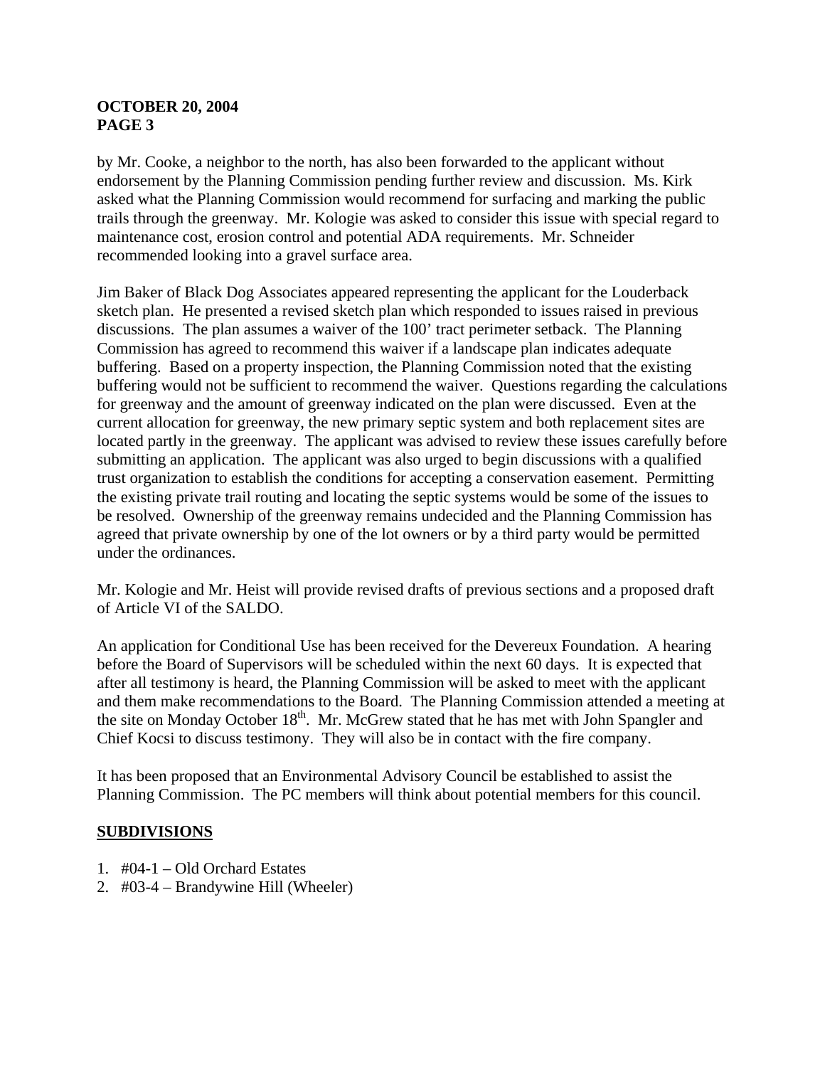by Mr. Cooke, a neighbor to the north, has also been forwarded to the applicant without endorsement by the Planning Commission pending further review and discussion. Ms. Kirk asked what the Planning Commission would recommend for surfacing and marking the public trails through the greenway. Mr. Kologie was asked to consider this issue with special regard to maintenance cost, erosion control and potential ADA requirements. Mr. Schneider recommended looking into a gravel surface area.

Jim Baker of Black Dog Associates appeared representing the applicant for the Louderback sketch plan. He presented a revised sketch plan which responded to issues raised in previous discussions. The plan assumes a waiver of the 100' tract perimeter setback. The Planning Commission has agreed to recommend this waiver if a landscape plan indicates adequate buffering. Based on a property inspection, the Planning Commission noted that the existing buffering would not be sufficient to recommend the waiver. Questions regarding the calculations for greenway and the amount of greenway indicated on the plan were discussed. Even at the current allocation for greenway, the new primary septic system and both replacement sites are located partly in the greenway. The applicant was advised to review these issues carefully before submitting an application. The applicant was also urged to begin discussions with a qualified trust organization to establish the conditions for accepting a conservation easement. Permitting the existing private trail routing and locating the septic systems would be some of the issues to be resolved. Ownership of the greenway remains undecided and the Planning Commission has agreed that private ownership by one of the lot owners or by a third party would be permitted under the ordinances.

Mr. Kologie and Mr. Heist will provide revised drafts of previous sections and a proposed draft of Article VI of the SALDO.

An application for Conditional Use has been received for the Devereux Foundation. A hearing before the Board of Supervisors will be scheduled within the next 60 days. It is expected that after all testimony is heard, the Planning Commission will be asked to meet with the applicant and them make recommendations to the Board. The Planning Commission attended a meeting at the site on Monday October 18th. Mr. McGrew stated that he has met with John Spangler and Chief Kocsi to discuss testimony. They will also be in contact with the fire company.

It has been proposed that an Environmental Advisory Council be established to assist the Planning Commission. The PC members will think about potential members for this council.

## SUBDIVISIONS

1. #04-1 – Old Orchard Estates
2. #03-4 – Brandywine Hill (Wheeler)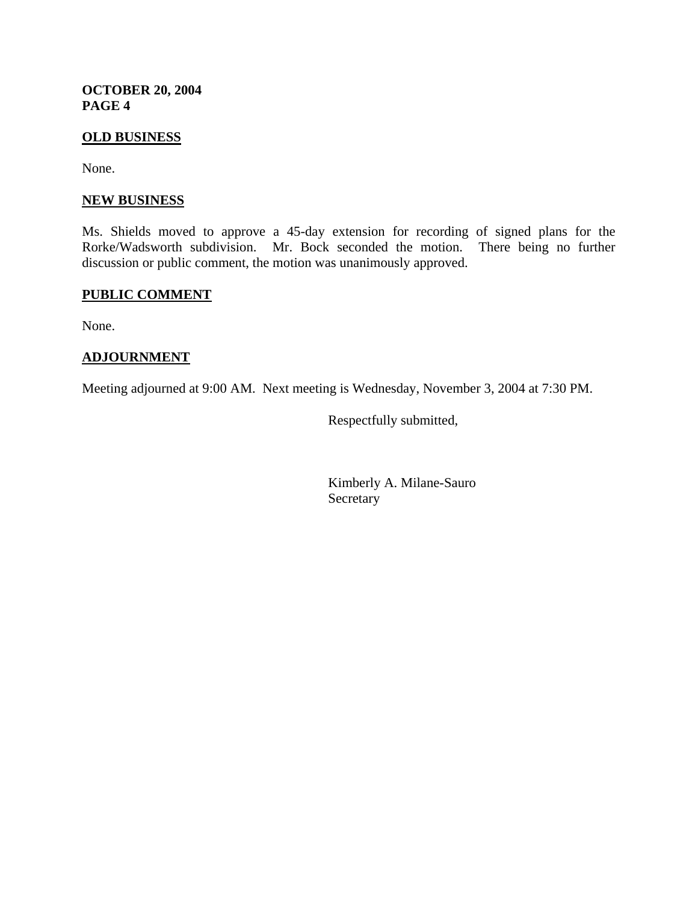## OLD BUSINESS

None.

## NEW BUSINESS

Ms. Shields moved to approve a 45-day extension for recording of signed plans for the Rorke/Wadsworth subdivision. Mr. Bock seconded the motion. There being no further discussion or public comment, the motion was unanimously approved.

## PUBLIC COMMENT

None.

## ADJOURNMENT

Meeting adjourned at 9:00 AM. Next meeting is Wednesday, November 3, 2004 at 7:30 PM.

Respectfully submitted,

Kimberly A. Milane-Sauro  
Secretary